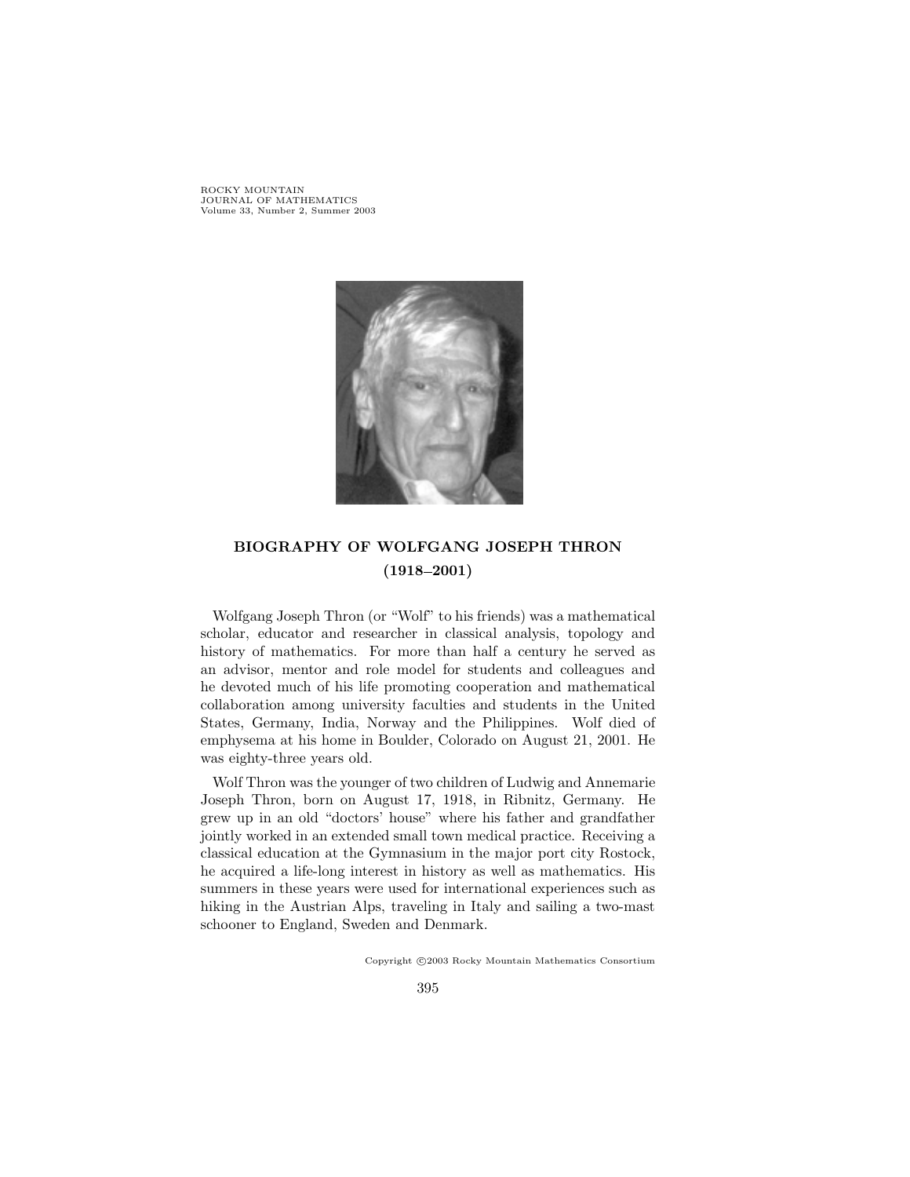# BIOGRAPHY OF WOLFGANG JOSEPH THRON (1918–2001)

Wolfgang Joseph Thron (or "Wolf" to his friends) was a mathematical scholar, educator and researcher in classical analysis, topology and history of mathematics. For more than half a century he served as an advisor, mentor and role model for students and colleagues and he devoted much of his life promoting cooperation and mathematical collaboration among university faculties and students in the United States, Germany, India, Norway and the Philippines. Wolf died of emphysema at his home in Boulder, Colorado on August 21, 2001. He was eighty-three years old.

Wolf Thron was the younger of two children of Ludwig and Annemarie Joseph Thron, born on August 17, 1918, in Ribnitz, Germany. He grew up in an old "doctors' house" where his father and grandfather jointly worked in an extended small town medical practice. Receiving a classical education at the Gymnasium in the major port city Rostock, he acquired a life-long interest in history as well as mathematics. His summers in these years were used for international experiences such as hiking in the Austrian Alps, traveling in Italy and sailing a two-mast schooner to England, Sweden and Denmark.

Copyright ©2003 Rocky Mountain Mathematics Consortium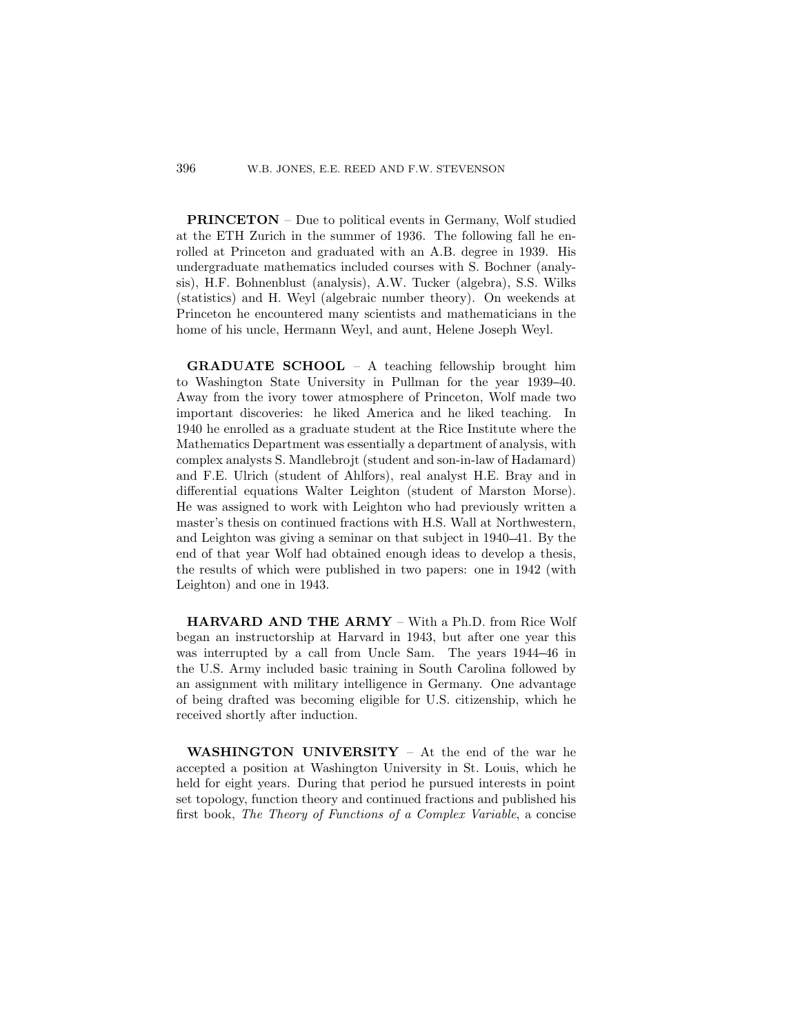**PRINCETON** – Due to political events in Germany, Wolf studied at the ETH Zurich in the summer of 1936. The following fall he enrolled at Princeton and graduated with an A.B. degree in 1939. His undergraduate mathematics included courses with S. Bochner (analysis), H.F. Bohnenblust (analysis), A.W. Tucker (algebra), S.S. Wilks (statistics) and H. Weyl (algebraic number theory). On weekends at Princeton he encountered many scientists and mathematicians in the home of his uncle, Hermann Weyl, and aunt, Helene Joseph Weyl.

**GRADUATE SCHOOL** – A teaching fellowship brought him to Washington State University in Pullman for the year 1939–40. Away from the ivory tower atmosphere of Princeton, Wolf made two important discoveries: he liked America and he liked teaching. In 1940 he enrolled as a graduate student at the Rice Institute where the Mathematics Department was essentially a department of analysis, with complex analysts S. Mandlebrojt (student and son-in-law of Hadamard) and F.E. Ulrich (student of Ahlfors), real analyst H.E. Bray and in differential equations Walter Leighton (student of Marston Morse). He was assigned to work with Leighton who had previously written a master's thesis on continued fractions with H.S. Wall at Northwestern, and Leighton was giving a seminar on that subject in 1940–41. By the end of that year Wolf had obtained enough ideas to develop a thesis, the results of which were published in two papers: one in 1942 (with Leighton) and one in 1943.

**HARVARD AND THE ARMY** – With a Ph.D. from Rice Wolf began an instructorship at Harvard in 1943, but after one year this was interrupted by a call from Uncle Sam. The years 1944–46 in the U.S. Army included basic training in South Carolina followed by an assignment with military intelligence in Germany. One advantage of being drafted was becoming eligible for U.S. citizenship, which he received shortly after induction.

**WASHINGTON UNIVERSITY** – At the end of the war he accepted a position at Washington University in St. Louis, which he held for eight years. During that period he pursued interests in point set topology, function theory and continued fractions and published his first book, *The Theory of Functions of a Complex Variable*, a concise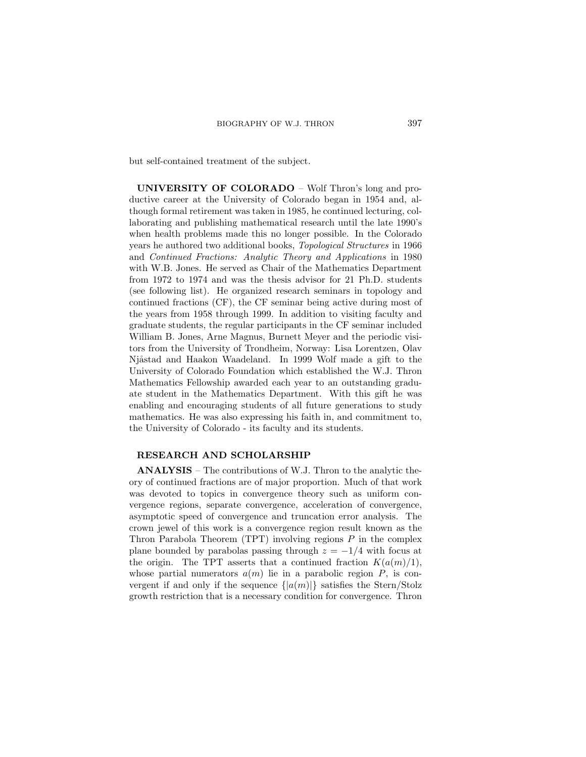but self-contained treatment of the subject.

**UNIVERSITY OF COLORADO** – Wolf Thron's long and productive career at the University of Colorado began in 1954 and, although formal retirement was taken in 1985, he continued lecturing, collaborating and publishing mathematical research until the late 1990's when health problems made this no longer possible. In the Colorado years he authored two additional books, *Topological Structures* in 1966 and *Continued Fractions: Analytic Theory and Applications* in 1980 with W.B. Jones. He served as Chair of the Mathematics Department from 1972 to 1974 and was the thesis advisor for 21 Ph.D. students (see following list). He organized research seminars in topology and continued fractions (CF), the CF seminar being active during most of the years from 1958 through 1999. In addition to visiting faculty and graduate students, the regular participants in the CF seminar included William B. Jones, Arne Magnus, Burnett Meyer and the periodic visitors from the University of Trondheim, Norway: Lisa Lorentzen, Olav Njåstad and Haakon Waadeland. In 1999 Wolf made a gift to the University of Colorado Foundation which established the W.J. Thron Mathematics Fellowship awarded each year to an outstanding graduate student in the Mathematics Department. With this gift he was enabling and encouraging students of all future generations to study mathematics. He was also expressing his faith in, and commitment to, the University of Colorado - its faculty and its students.

## RESEARCH AND SCHOLARSHIP

**ANALYSIS** – The contributions of W.J. Thron to the analytic theory of continued fractions are of major proportion. Much of that work was devoted to topics in convergence theory such as uniform convergence regions, separate convergence, acceleration of convergence, asymptotic speed of convergence and truncation error analysis. The crown jewel of this work is a convergence region result known as the Thron Parabola Theorem (TPT) involving regions $P$ in the complex plane bounded by parabolas passing through $z = -1/4$ with focus at the origin. The TPT asserts that a continued fraction $K(a(m)/1)$, whose partial numerators $a(m)$ lie in a parabolic region $P$, is convergent if and only if the sequence $\{|a(m)|\}$ satisfies the Stern/Stolz growth restriction that is a necessary condition for convergence. Thron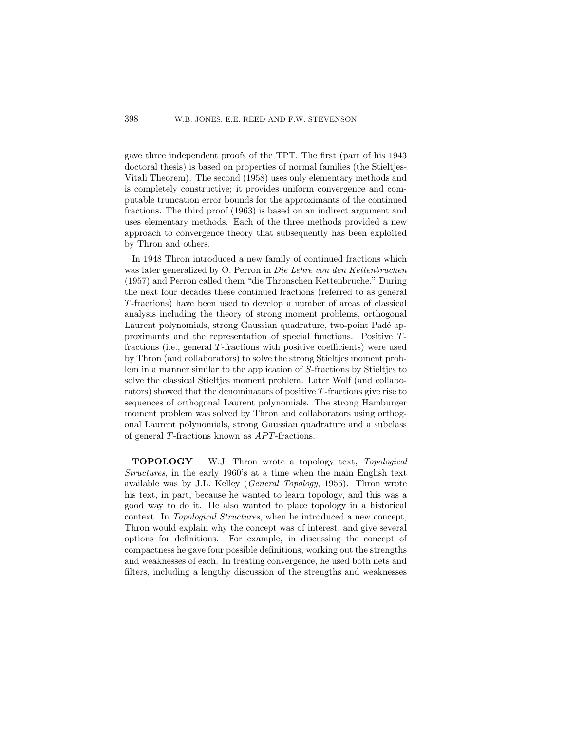gave three independent proofs of the TPT. The first (part of his 1943 doctoral thesis) is based on properties of normal families (the Stieltjes-Vitali Theorem). The second (1958) uses only elementary methods and is completely constructive; it provides uniform convergence and computable truncation error bounds for the approximants of the continued fractions. The third proof (1963) is based on an indirect argument and uses elementary methods. Each of the three methods provided a new approach to convergence theory that subsequently has been exploited by Thron and others.

In 1948 Thron introduced a new family of continued fractions which was later generalized by O. Perron in *Die Lehre von den Kettenbruchen* (1957) and Perron called them "die Thronschen Kettenbruche." During the next four decades these continued fractions (referred to as general $T$-fractions) have been used to develop a number of areas of classical analysis including the theory of strong moment problems, orthogonal Laurent polynomials, strong Gaussian quadrature, two-point Padé approximants and the representation of special functions. Positive $T$-fractions (i.e., general $T$-fractions with positive coefficients) were used by Thron (and collaborators) to solve the strong Stieltjes moment problem in a manner similar to the application of $S$-fractions by Stieltjes to solve the classical Stieltjes moment problem. Later Wolf (and collaborators) showed that the denominators of positive $T$-fractions give rise to sequences of orthogonal Laurent polynomials. The strong Hamburger moment problem was solved by Thron and collaborators using orthogonal Laurent polynomials, strong Gaussian quadrature and a subclass of general $T$-fractions known as $APT$-fractions.

**TOPOLOGY** – W.J. Thron wrote a topology text, *Topological Structures*, in the early 1960's at a time when the main English text available was by J.L. Kelley (*General Topology*, 1955). Thron wrote his text, in part, because he wanted to learn topology, and this was a good way to do it. He also wanted to place topology in a historical context. In *Topological Structures*, when he introduced a new concept, Thron would explain why the concept was of interest, and give several options for definitions. For example, in discussing the concept of compactness he gave four possible definitions, working out the strengths and weaknesses of each. In treating convergence, he used both nets and filters, including a lengthy discussion of the strengths and weaknesses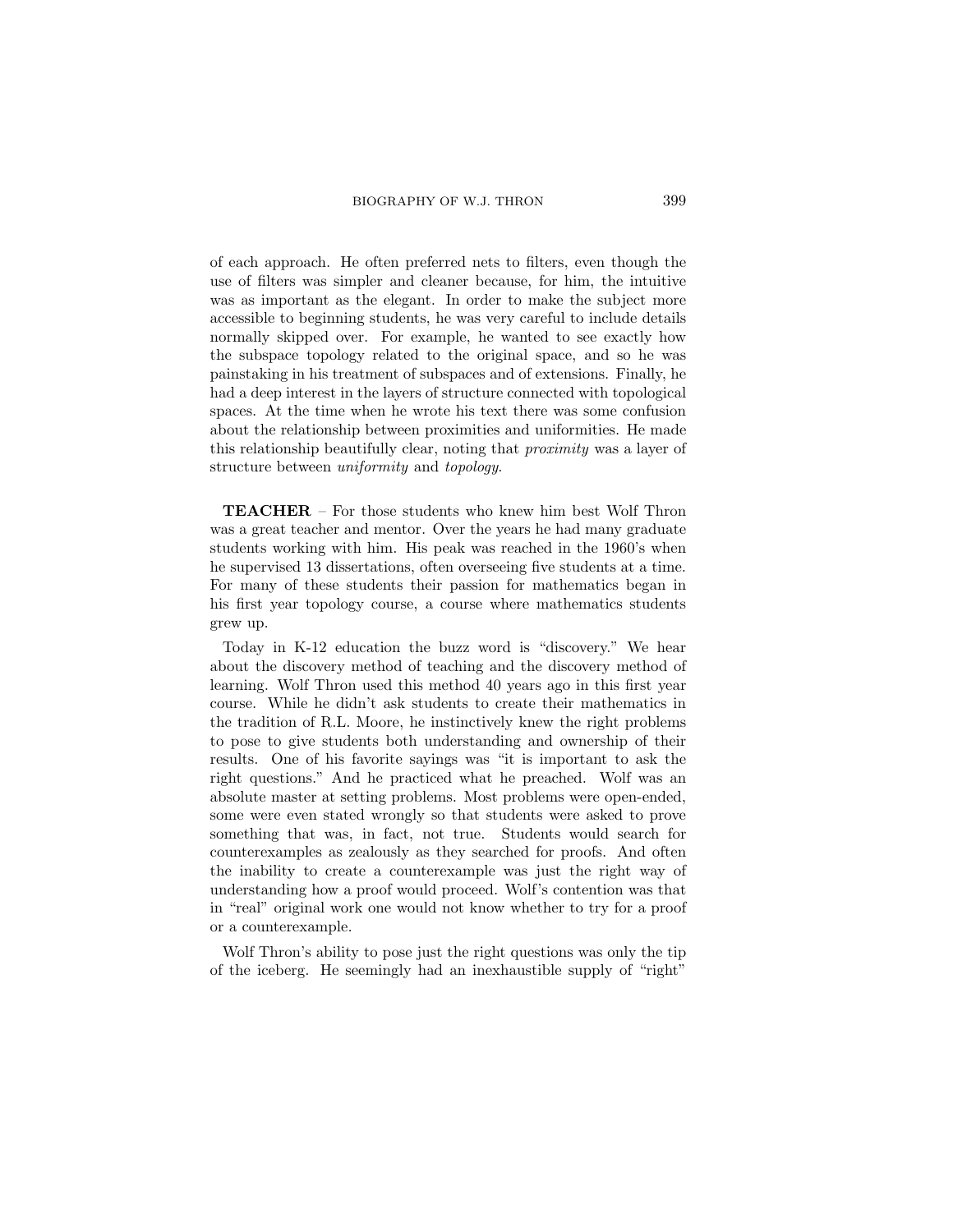of each approach. He often preferred nets to filters, even though the use of filters was simpler and cleaner because, for him, the intuitive was as important as the elegant. In order to make the subject more accessible to beginning students, he was very careful to include details normally skipped over. For example, he wanted to see exactly how the subspace topology related to the original space, and so he was painstaking in his treatment of subspaces and of extensions. Finally, he had a deep interest in the layers of structure connected with topological spaces. At the time when he wrote his text there was some confusion about the relationship between proximities and uniformities. He made this relationship beautifully clear, noting that *proximity* was a layer of structure between *uniformity* and *topology*.

**TEACHER** – For those students who knew him best Wolf Thron was a great teacher and mentor. Over the years he had many graduate students working with him. His peak was reached in the 1960's when he supervised 13 dissertations, often overseeing five students at a time. For many of these students their passion for mathematics began in his first year topology course, a course where mathematics students grew up.

Today in K-12 education the buzz word is "discovery." We hear about the discovery method of teaching and the discovery method of learning. Wolf Thron used this method 40 years ago in this first year course. While he didn't ask students to create their mathematics in the tradition of R.L. Moore, he instinctively knew the right problems to pose to give students both understanding and ownership of their results. One of his favorite sayings was "it is important to ask the right questions." And he practiced what he preached. Wolf was an absolute master at setting problems. Most problems were open-ended, some were even stated wrongly so that students were asked to prove something that was, in fact, not true. Students would search for counterexamples as zealously as they searched for proofs. And often the inability to create a counterexample was just the right way of understanding how a proof would proceed. Wolf's contention was that in "real" original work one would not know whether to try for a proof or a counterexample.

Wolf Thron's ability to pose just the right questions was only the tip of the iceberg. He seemingly had an inexhaustible supply of "right"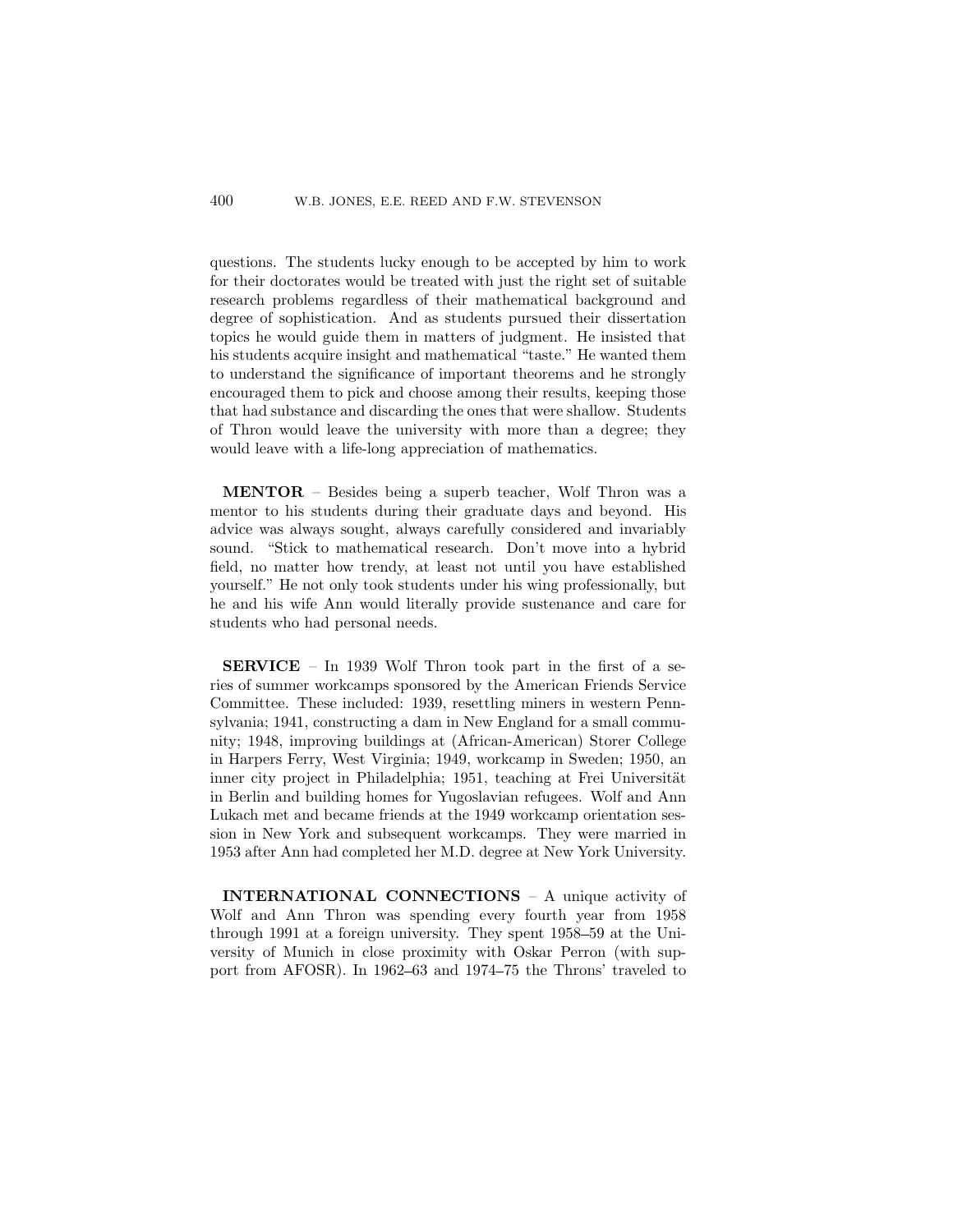questions. The students lucky enough to be accepted by him to work for their doctorates would be treated with just the right set of suitable research problems regardless of their mathematical background and degree of sophistication. And as students pursued their dissertation topics he would guide them in matters of judgment. He insisted that his students acquire insight and mathematical "taste." He wanted them to understand the significance of important theorems and he strongly encouraged them to pick and choose among their results, keeping those that had substance and discarding the ones that were shallow. Students of Thron would leave the university with more than a degree; they would leave with a life-long appreciation of mathematics.

**MENTOR** – Besides being a superb teacher, Wolf Thron was a mentor to his students during their graduate days and beyond. His advice was always sought, always carefully considered and invariably sound. "Stick to mathematical research. Don't move into a hybrid field, no matter how trendy, at least not until you have established yourself." He not only took students under his wing professionally, but he and his wife Ann would literally provide sustenance and care for students who had personal needs.

**SERVICE** – In 1939 Wolf Thron took part in the first of a series of summer workcamps sponsored by the American Friends Service Committee. These included: 1939, resettling miners in western Pennsylvania; 1941, constructing a dam in New England for a small community; 1948, improving buildings at (African-American) Storer College in Harpers Ferry, West Virginia; 1949, workcamp in Sweden; 1950, an inner city project in Philadelphia; 1951, teaching at Frei Universität in Berlin and building homes for Yugoslavian refugees. Wolf and Ann Lukach met and became friends at the 1949 workcamp orientation session in New York and subsequent workcamps. They were married in 1953 after Ann had completed her M.D. degree at New York University.

**INTERNATIONAL CONNECTIONS** – A unique activity of Wolf and Ann Thron was spending every fourth year from 1958 through 1991 at a foreign university. They spent 1958–59 at the University of Munich in close proximity with Oskar Perron (with support from AFOSR). In 1962–63 and 1974–75 the Throns' traveled to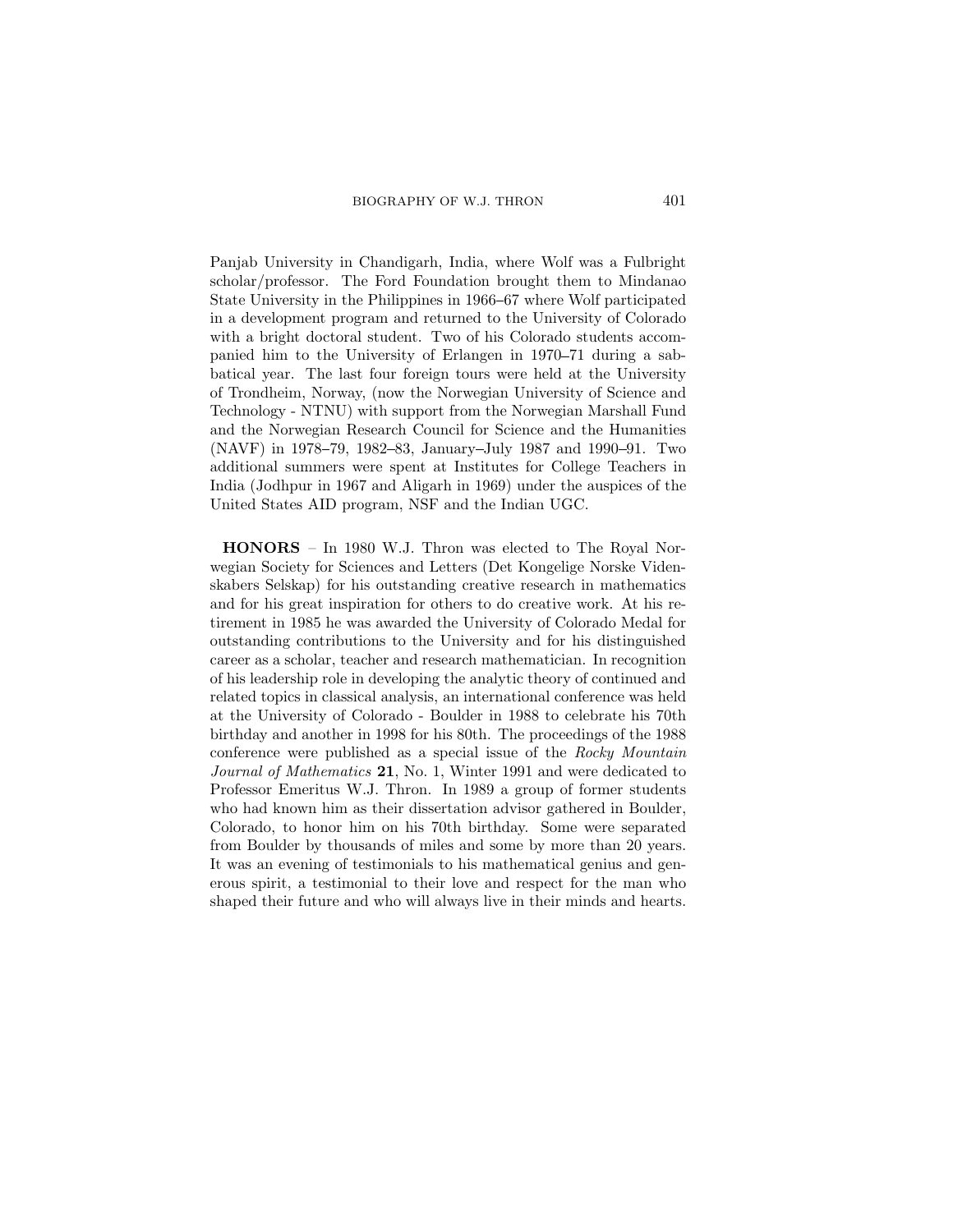Panjab University in Chandigarh, India, where Wolf was a Fulbright scholar/professor. The Ford Foundation brought them to Mindanao State University in the Philippines in 1966–67 where Wolf participated in a development program and returned to the University of Colorado with a bright doctoral student. Two of his Colorado students accompanied him to the University of Erlangen in 1970–71 during a sabbatical year. The last four foreign tours were held at the University of Trondheim, Norway, (now the Norwegian University of Science and Technology - NTNU) with support from the Norwegian Marshall Fund and the Norwegian Research Council for Science and the Humanities (NAVF) in 1978–79, 1982–83, January–July 1987 and 1990–91. Two additional summers were spent at Institutes for College Teachers in India (Jodhpur in 1967 and Aligarh in 1969) under the auspices of the United States AID program, NSF and the Indian UGC.

**HONORS** – In 1980 W.J. Thron was elected to The Royal Norwegian Society for Sciences and Letters (Det Kongelige Norske Videnskabers Selskap) for his outstanding creative research in mathematics and for his great inspiration for others to do creative work. At his retirement in 1985 he was awarded the University of Colorado Medal for outstanding contributions to the University and for his distinguished career as a scholar, teacher and research mathematician. In recognition of his leadership role in developing the analytic theory of continued and related topics in classical analysis, an international conference was held at the University of Colorado - Boulder in 1988 to celebrate his 70th birthday and another in 1998 for his 80th. The proceedings of the 1988 conference were published as a special issue of the *Rocky Mountain Journal of Mathematics* **21**, No. 1, Winter 1991 and were dedicated to Professor Emeritus W.J. Thron. In 1989 a group of former students who had known him as their dissertation advisor gathered in Boulder, Colorado, to honor him on his 70th birthday. Some were separated from Boulder by thousands of miles and some by more than 20 years. It was an evening of testimonials to his mathematical genius and generous spirit, a testimonial to their love and respect for the man who shaped their future and who will always live in their minds and hearts.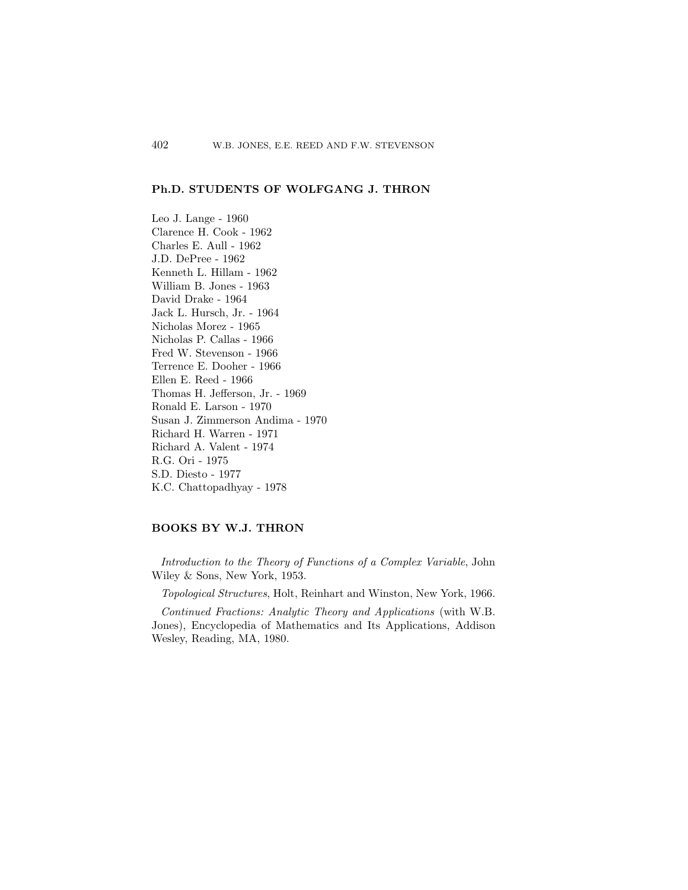## Ph.D. STUDENTS OF WOLFGANG J. THRON

Leo J. Lange - 1960
Clarence H. Cook - 1962
Charles E. Aull - 1962
J.D. DePree - 1962
Kenneth L. Hillam - 1962
William B. Jones - 1963
David Drake - 1964
Jack L. Hursch, Jr. - 1964
Nicholas Morez - 1965
Nicholas P. Callas - 1966
Fred W. Stevenson - 1966
Terrence E. Dooher - 1966
Ellen E. Reed - 1966
Thomas H. Jefferson, Jr. - 1969
Ronald E. Larson - 1970
Susan J. Zimmerson Andima - 1970
Richard H. Warren - 1971
Richard A. Valent - 1974
R.G. Ori - 1975
S.D. Diesto - 1977
K.C. Chattopadhyay - 1978

## BOOKS BY W.J. THRON

*Introduction to the Theory of Functions of a Complex Variable*, John Wiley & Sons, New York, 1953.

*Topological Structures*, Holt, Reinhart and Winston, New York, 1966.

*Continued Fractions: Analytic Theory and Applications* (with W.B. Jones), Encyclopedia of Mathematics and Its Applications, Addison Wesley, Reading, MA, 1980.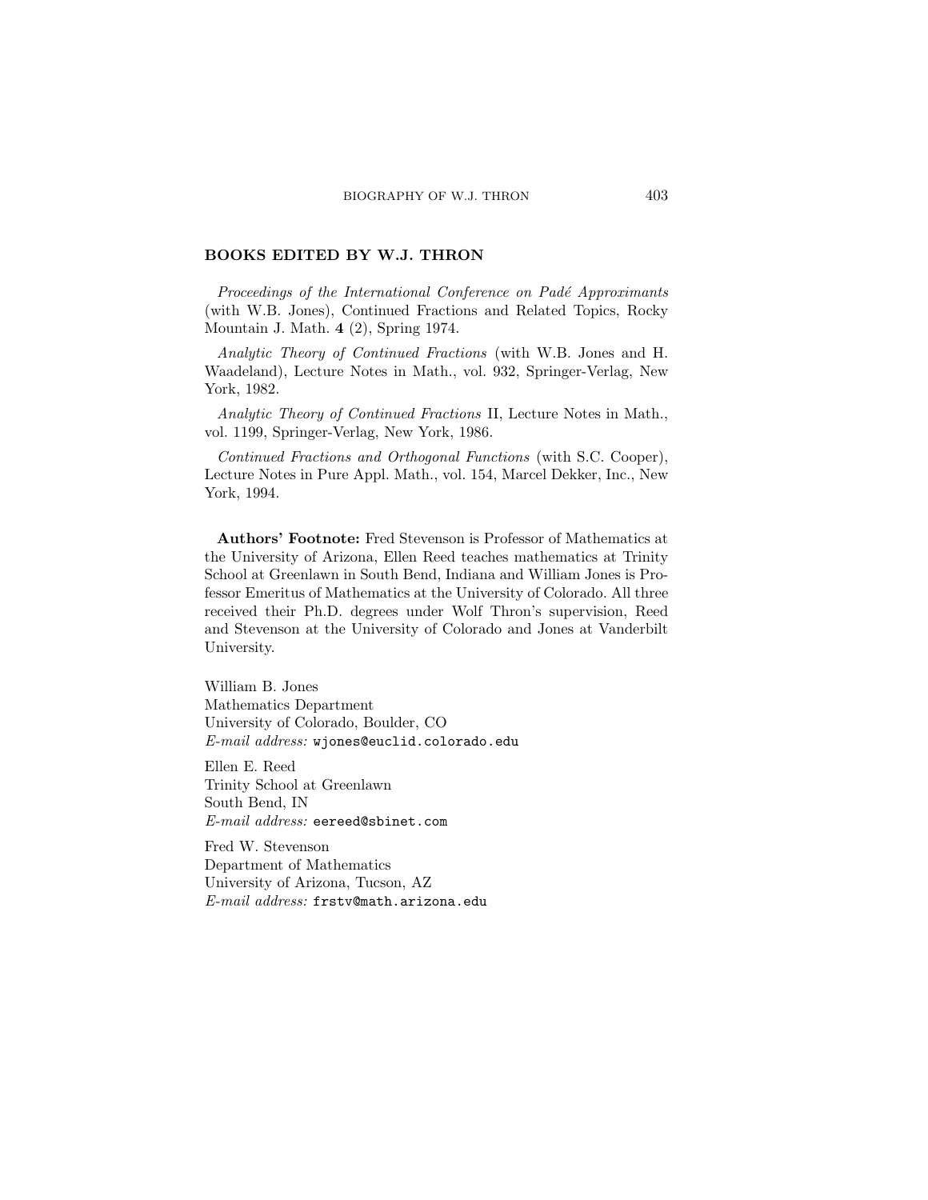## BOOKS EDITED BY W.J. THRON

*Proceedings of the International Conference on Padé Approximants* (with W.B. Jones), Continued Fractions and Related Topics, Rocky Mountain J. Math. **4** (2), Spring 1974.

*Analytic Theory of Continued Fractions* (with W.B. Jones and H. Waadeland), Lecture Notes in Math., vol. 932, Springer-Verlag, New York, 1982.

*Analytic Theory of Continued Fractions* II, Lecture Notes in Math., vol. 1199, Springer-Verlag, New York, 1986.

*Continued Fractions and Orthogonal Functions* (with S.C. Cooper), Lecture Notes in Pure Appl. Math., vol. 154, Marcel Dekker, Inc., New York, 1994.

**Authors' Footnote:** Fred Stevenson is Professor of Mathematics at the University of Arizona, Ellen Reed teaches mathematics at Trinity School at Greenlawn in South Bend, Indiana and William Jones is Professor Emeritus of Mathematics at the University of Colorado. All three received their Ph.D. degrees under Wolf Thron's supervision, Reed and Stevenson at the University of Colorado and Jones at Vanderbilt University.

William B. Jones
Mathematics Department
University of Colorado, Boulder, CO
*E-mail address:* `wjones@euclid.colorado.edu`

Ellen E. Reed
Trinity School at Greenlawn
South Bend, IN
*E-mail address:* `eereed@sbinet.com`

Fred W. Stevenson
Department of Mathematics
University of Arizona, Tucson, AZ
*E-mail address:* `frstv@math.arizona.edu`